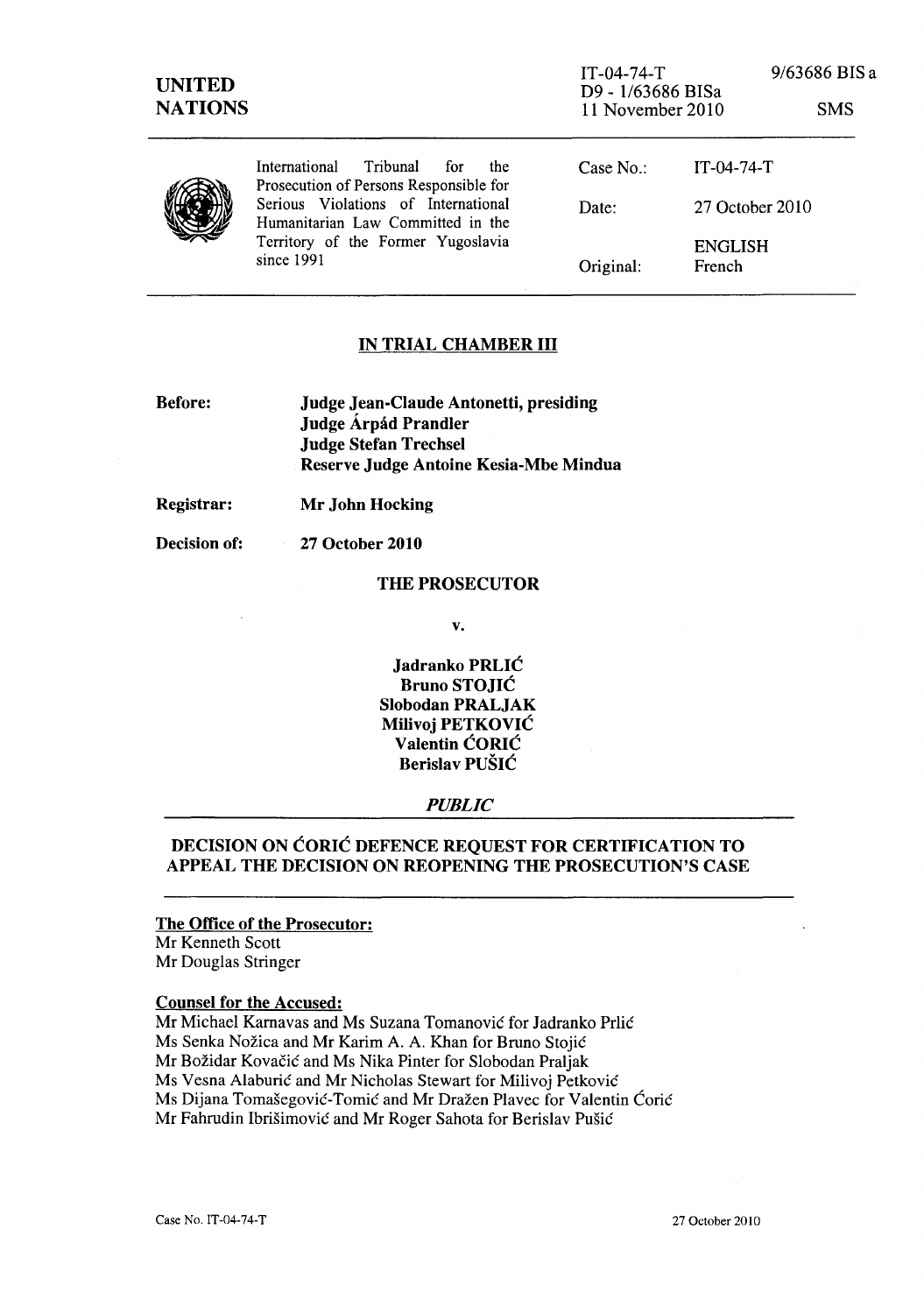UNITED NATIONS

IT-04-74-T
D9 - 1/63686 BISa
11 November 2010

9/63686 BIS a

SMS

International Tribunal for the Prosecution of Persons Responsible for Serious Violations of International Humanitarian Law Committed in the Territory of the Former Yugoslavia since 1991

Case No.: IT-04-74-T

Date: 27 October 2010

ENGLISH
Original: French

## IN TRIAL CHAMBER III

**Before:** **Judge Jean-Claude Antonetti, presiding**
**Judge Árpád Prandler**
**Judge Stefan Trechsel**
**Reserve Judge Antoine Kesia-Mbe Mindua**

**Registrar:** **Mr John Hocking**

**Decision of:** **27 October 2010**

**THE PROSECUTOR**

**v.**

**Jadranko PRLIĆ**
**Bruno STOJIĆ**
**Slobodan PRALJAK**
**Milivoj PETKOVIĆ**
**Valentin ĆORIĆ**
**Berislav PUŠIĆ**

***PUBLIC***

## DECISION ON ĆORIĆ DEFENCE REQUEST FOR CERTIFICATION TO APPEAL THE DECISION ON REOPENING THE PROSECUTION'S CASE

**The Office of the Prosecutor:**
Mr Kenneth Scott
Mr Douglas Stringer

**Counsel for the Accused:**
Mr Michael Karnavas and Ms Suzana Tomanović for Jadranko Prlić
Ms Senka Nožica and Mr Karim A. A. Khan for Bruno Stojić
Mr Božidar Kovačić and Ms Nika Pinter for Slobodan Praljak
Ms Vesna Alaburić and Mr Nicholas Stewart for Milivoj Petković
Ms Dijana Tomašegović-Tomić and Mr Dražen Plavec for Valentin Ćorić
Mr Fahrudin Ibrišimović and Mr Roger Sahota for Berislav Pušić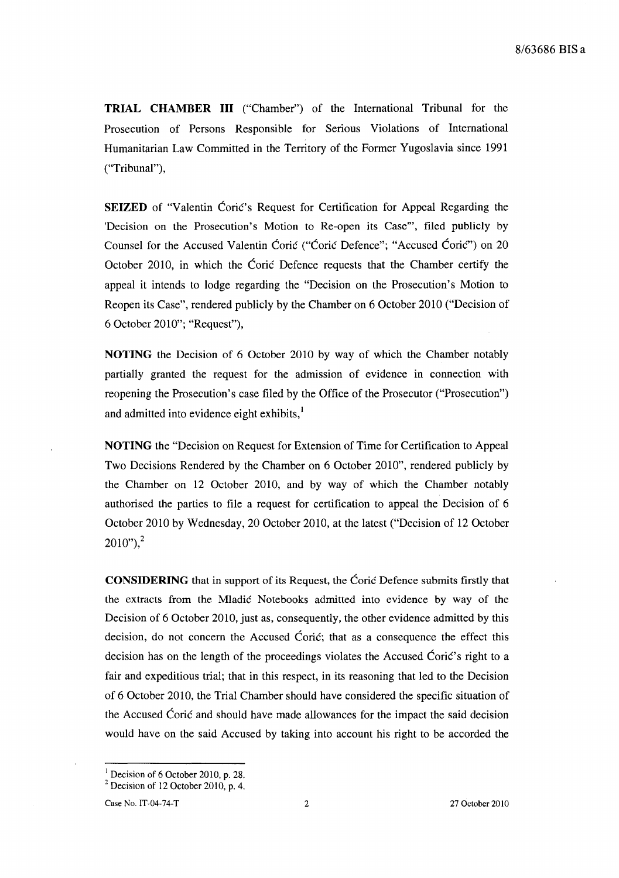**TRIAL CHAMBER III** ("Chamber") of the International Tribunal for the Prosecution of Persons Responsible for Serious Violations of International Humanitarian Law Committed in the Territory of the Former Yugoslavia since 1991 ("Tribunal"),

**SEIZED** of "Valentin Ćorić's Request for Certification for Appeal Regarding the 'Decision on the Prosecution's Motion to Re-open its Case'", filed publicly by Counsel for the Accused Valentin Ćorić ("Ćorić Defence"; "Accused Ćorić") on 20 October 2010, in which the Ćorić Defence requests that the Chamber certify the appeal it intends to lodge regarding the "Decision on the Prosecution's Motion to Reopen its Case", rendered publicly by the Chamber on 6 October 2010 ("Decision of 6 October 2010"; "Request"),

**NOTING** the Decision of 6 October 2010 by way of which the Chamber notably partially granted the request for the admission of evidence in connection with reopening the Prosecution's case filed by the Office of the Prosecutor ("Prosecution") and admitted into evidence eight exhibits,[1]

**NOTING** the "Decision on Request for Extension of Time for Certification to Appeal Two Decisions Rendered by the Chamber on 6 October 2010", rendered publicly by the Chamber on 12 October 2010, and by way of which the Chamber notably authorised the parties to file a request for certification to appeal the Decision of 6 October 2010 by Wednesday, 20 October 2010, at the latest ("Decision of 12 October 2010"),[2]

**CONSIDERING** that in support of its Request, the Ćorić Defence submits firstly that the extracts from the Mladić Notebooks admitted into evidence by way of the Decision of 6 October 2010, just as, consequently, the other evidence admitted by this decision, do not concern the Accused Ćorić; that as a consequence the effect this decision has on the length of the proceedings violates the Accused Ćorić's right to a fair and expeditious trial; that in this respect, in its reasoning that led to the Decision of 6 October 2010, the Trial Chamber should have considered the specific situation of the Accused Ćorić and should have made allowances for the impact the said decision would have on the said Accused by taking into account his right to be accorded the

---

[1] Decision of 6 October 2010, p. 28.

[2] Decision of 12 October 2010, p. 4.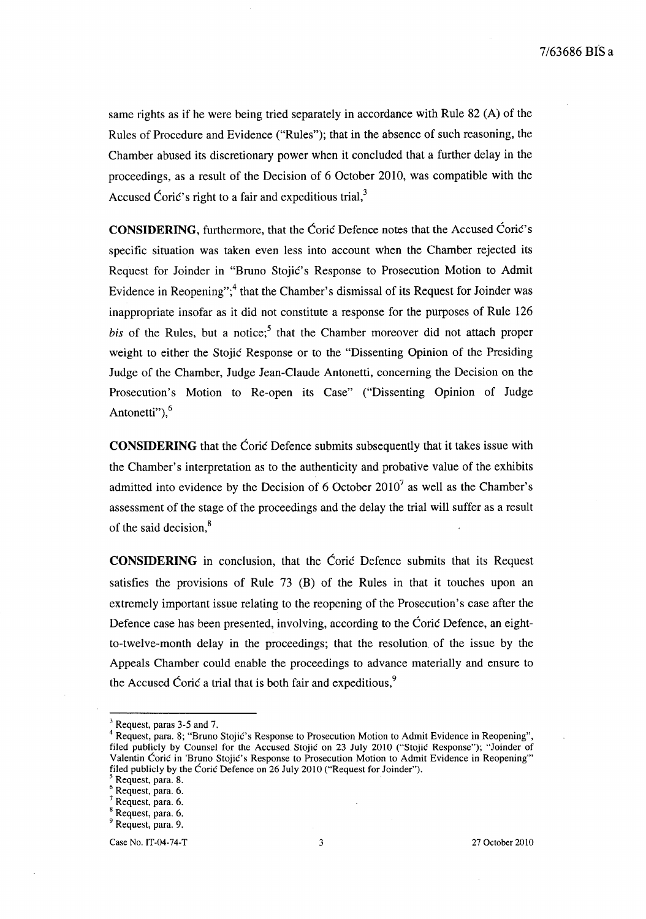same rights as if he were being tried separately in accordance with Rule 82 (A) of the Rules of Procedure and Evidence ("Rules"); that in the absence of such reasoning, the Chamber abused its discretionary power when it concluded that a further delay in the proceedings, as a result of the Decision of 6 October 2010, was compatible with the Accused Ćorić's right to a fair and expeditious trial,[3]

**CONSIDERING**, furthermore, that the Ćorić Defence notes that the Accused Ćorić's specific situation was taken even less into account when the Chamber rejected its Request for Joinder in "Bruno Stojić's Response to Prosecution Motion to Admit Evidence in Reopening";[4] that the Chamber's dismissal of its Request for Joinder was inappropriate insofar as it did not constitute a response for the purposes of Rule 126 *bis* of the Rules, but a notice;[5] that the Chamber moreover did not attach proper weight to either the Stojić Response or to the "Dissenting Opinion of the Presiding Judge of the Chamber, Judge Jean-Claude Antonetti, concerning the Decision on the Prosecution's Motion to Re-open its Case" ("Dissenting Opinion of Judge Antonetti"),[6]

**CONSIDERING** that the Ćorić Defence submits subsequently that it takes issue with the Chamber's interpretation as to the authenticity and probative value of the exhibits admitted into evidence by the Decision of 6 October 2010[7] as well as the Chamber's assessment of the stage of the proceedings and the delay the trial will suffer as a result of the said decision,[8]

**CONSIDERING** in conclusion, that the Ćorić Defence submits that its Request satisfies the provisions of Rule 73 (B) of the Rules in that it touches upon an extremely important issue relating to the reopening of the Prosecution's case after the Defence case has been presented, involving, according to the Ćorić Defence, an eight-to-twelve-month delay in the proceedings; that the resolution of the issue by the Appeals Chamber could enable the proceedings to advance materially and ensure to the Accused Ćorić a trial that is both fair and expeditious,[9]

---

[3] Request, paras 3-5 and 7.

[4] Request, para. 8; "Bruno Stojić's Response to Prosecution Motion to Admit Evidence in Reopening", filed publicly by Counsel for the Accused Stojić on 23 July 2010 ("Stojić Response"); "Joinder of Valentin Ćorić in 'Bruno Stojić's Response to Prosecution Motion to Admit Evidence in Reopening'" filed publicly by the Ćorić Defence on 26 July 2010 ("Request for Joinder").

[5] Request, para. 8.

[6] Request, para. 6.

[7] Request, para. 6.

[8] Request, para. 6.

[9] Request, para. 9.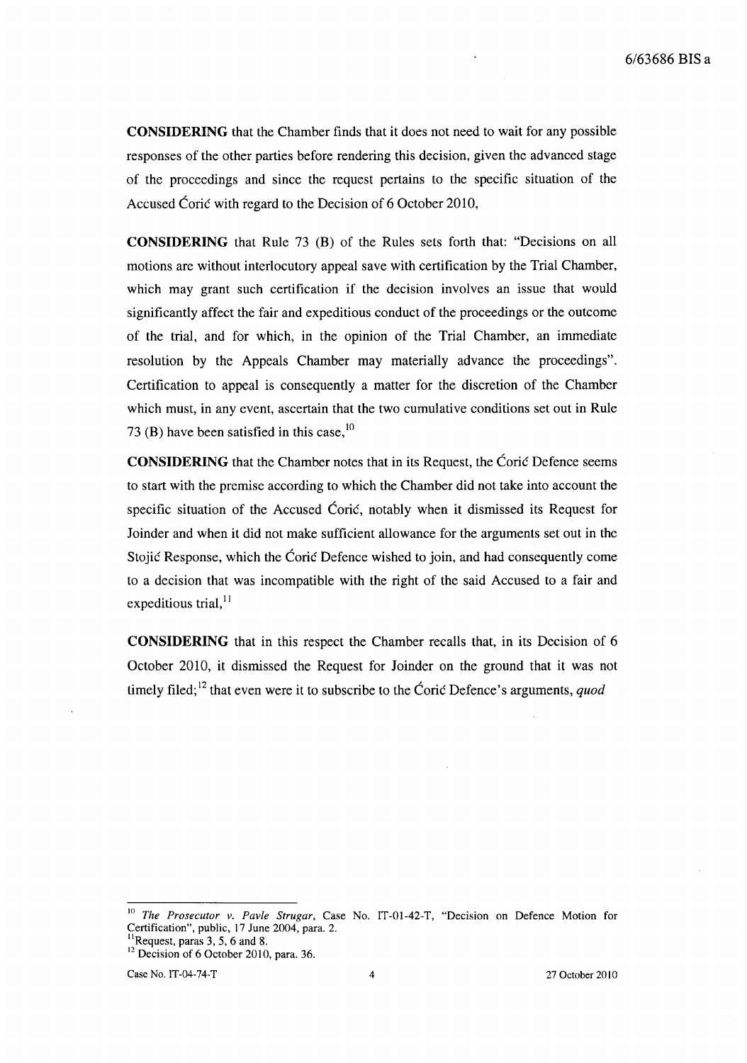**CONSIDERING** that the Chamber finds that it does not need to wait for any possible responses of the other parties before rendering this decision, given the advanced stage of the proceedings and since the request pertains to the specific situation of the Accused Ćorić with regard to the Decision of 6 October 2010,

**CONSIDERING** that Rule 73 (B) of the Rules sets forth that: "Decisions on all motions are without interlocutory appeal save with certification by the Trial Chamber, which may grant such certification if the decision involves an issue that would significantly affect the fair and expeditious conduct of the proceedings or the outcome of the trial, and for which, in the opinion of the Trial Chamber, an immediate resolution by the Appeals Chamber may materially advance the proceedings". Certification to appeal is consequently a matter for the discretion of the Chamber which must, in any event, ascertain that the two cumulative conditions set out in Rule 73 (B) have been satisfied in this case,[10]

**CONSIDERING** that the Chamber notes that in its Request, the Ćorić Defence seems to start with the premise according to which the Chamber did not take into account the specific situation of the Accused Ćorić, notably when it dismissed its Request for Joinder and when it did not make sufficient allowance for the arguments set out in the Stojić Response, which the Ćorić Defence wished to join, and had consequently come to a decision that was incompatible with the right of the said Accused to a fair and expeditious trial,[11]

**CONSIDERING** that in this respect the Chamber recalls that, in its Decision of 6 October 2010, it dismissed the Request for Joinder on the ground that it was not timely filed;[12] that even were it to subscribe to the Ćorić Defence's arguments, *quod*

---

[10] *The Prosecutor v. Pavle Strugar*, Case No. IT-01-42-T, "Decision on Defence Motion for Certification", public, 17 June 2004, para. 2.

[11] Request, paras 3, 5, 6 and 8.

[12] Decision of 6 October 2010, para. 36.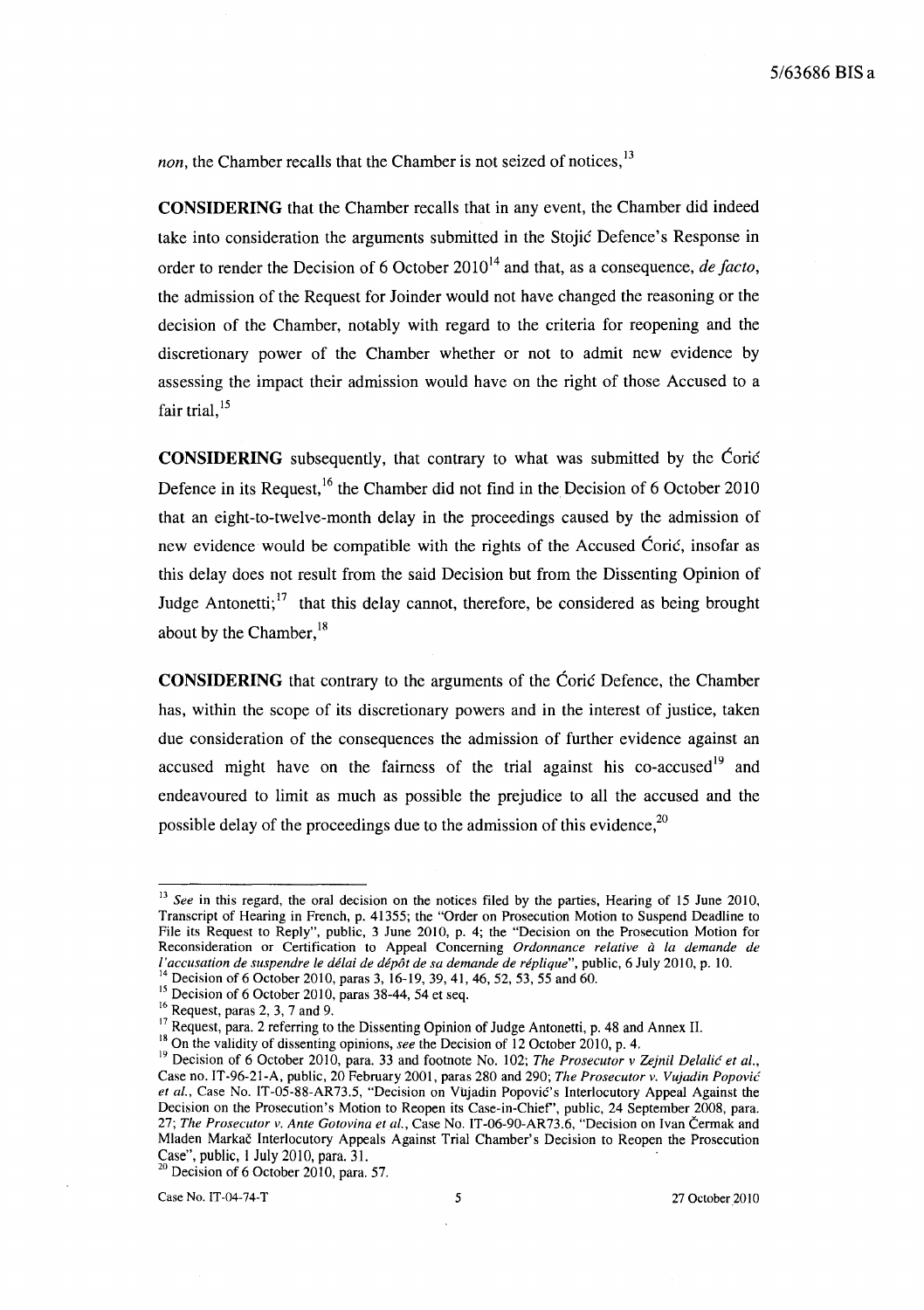*non*, the Chamber recalls that the Chamber is not seized of notices,[13]

**CONSIDERING** that the Chamber recalls that in any event, the Chamber did indeed take into consideration the arguments submitted in the Stojić Defence's Response in order to render the Decision of 6 October 2010[14] and that, as a consequence, *de facto*, the admission of the Request for Joinder would not have changed the reasoning or the decision of the Chamber, notably with regard to the criteria for reopening and the discretionary power of the Chamber whether or not to admit new evidence by assessing the impact their admission would have on the right of those Accused to a fair trial,[15]

**CONSIDERING** subsequently, that contrary to what was submitted by the Ćorić Defence in its Request,[16] the Chamber did not find in the Decision of 6 October 2010 that an eight-to-twelve-month delay in the proceedings caused by the admission of new evidence would be compatible with the rights of the Accused Ćorić, insofar as this delay does not result from the said Decision but from the Dissenting Opinion of Judge Antonetti;[17] that this delay cannot, therefore, be considered as being brought about by the Chamber,[18]

**CONSIDERING** that contrary to the arguments of the Ćorić Defence, the Chamber has, within the scope of its discretionary powers and in the interest of justice, taken due consideration of the consequences the admission of further evidence against an accused might have on the fairness of the trial against his co-accused[19] and endeavoured to limit as much as possible the prejudice to all the accused and the possible delay of the proceedings due to the admission of this evidence,[20]

---

[13] *See* in this regard, the oral decision on the notices filed by the parties, Hearing of 15 June 2010, Transcript of Hearing in French, p. 41355; the "Order on Prosecution Motion to Suspend Deadline to File its Request to Reply", public, 3 June 2010, p. 4; the "Decision on the Prosecution Motion for Reconsideration or Certification to Appeal Concerning *Ordonnance relative à la demande de l'accusation de suspendre le délai de dépôt de sa demande de réplique*", public, 6 July 2010, p. 10.

[14] Decision of 6 October 2010, paras 3, 16-19, 39, 41, 46, 52, 53, 55 and 60.

[15] Decision of 6 October 2010, paras 38-44, 54 et seq.

[16] Request, paras 2, 3, 7 and 9.

[17] Request, para. 2 referring to the Dissenting Opinion of Judge Antonetti, p. 48 and Annex II.

[18] On the validity of dissenting opinions, *see* the Decision of 12 October 2010, p. 4.

[19] Decision of 6 October 2010, para. 33 and footnote No. 102; *The Prosecutor v Zejnil Delalić et al.*, Case no. IT-96-21-A, public, 20 February 2001, paras 280 and 290; *The Prosecutor v. Vujadin Popović et al.*, Case No. IT-05-88-AR73.5, "Decision on Vujadin Popović's Interlocutory Appeal Against the Decision on the Prosecution's Motion to Reopen its Case-in-Chief", public, 24 September 2008, para. 27; *The Prosecutor v. Ante Gotovina et al.*, Case No. IT-06-90-AR73.6, "Decision on Ivan Čermak and Mladen Markač Interlocutory Appeals Against Trial Chamber's Decision to Reopen the Prosecution Case", public, 1 July 2010, para. 31.

[20] Decision of 6 October 2010, para. 57.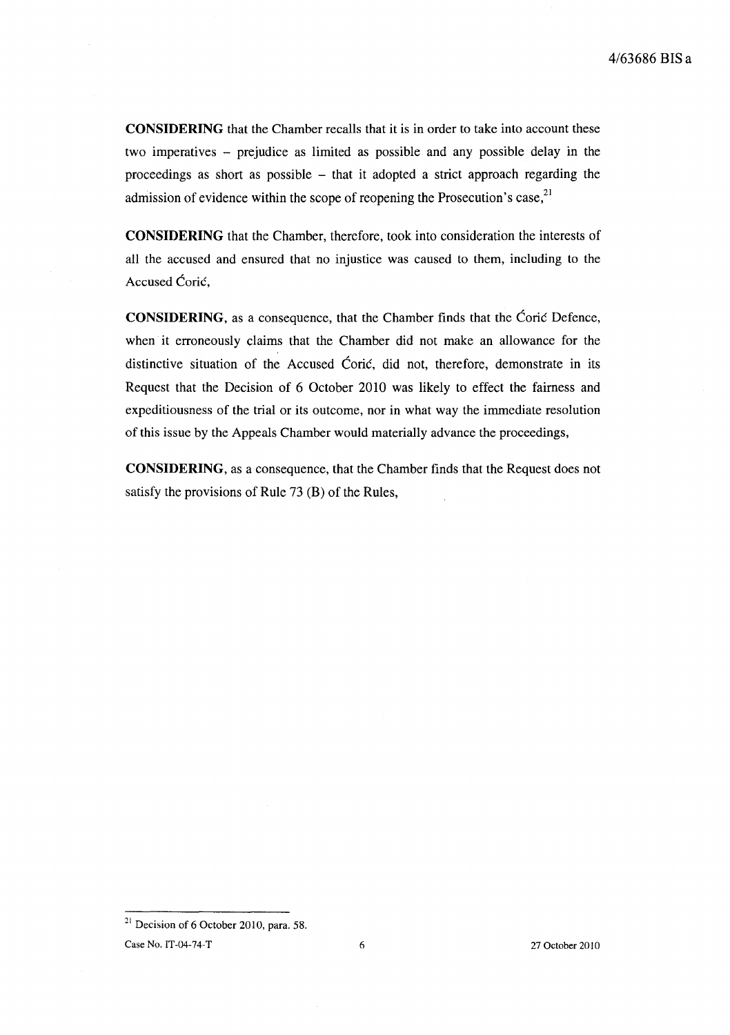**CONSIDERING** that the Chamber recalls that it is in order to take into account these two imperatives – prejudice as limited as possible and any possible delay in the proceedings as short as possible – that it adopted a strict approach regarding the admission of evidence within the scope of reopening the Prosecution's case,[21]

**CONSIDERING** that the Chamber, therefore, took into consideration the interests of all the accused and ensured that no injustice was caused to them, including to the Accused Ćorić,

**CONSIDERING**, as a consequence, that the Chamber finds that the Ćorić Defence, when it erroneously claims that the Chamber did not make an allowance for the distinctive situation of the Accused Ćorić, did not, therefore, demonstrate in its Request that the Decision of 6 October 2010 was likely to effect the fairness and expeditiousness of the trial or its outcome, nor in what way the immediate resolution of this issue by the Appeals Chamber would materially advance the proceedings,

**CONSIDERING**, as a consequence, that the Chamber finds that the Request does not satisfy the provisions of Rule 73 (B) of the Rules,

---

[21] Decision of 6 October 2010, para. 58.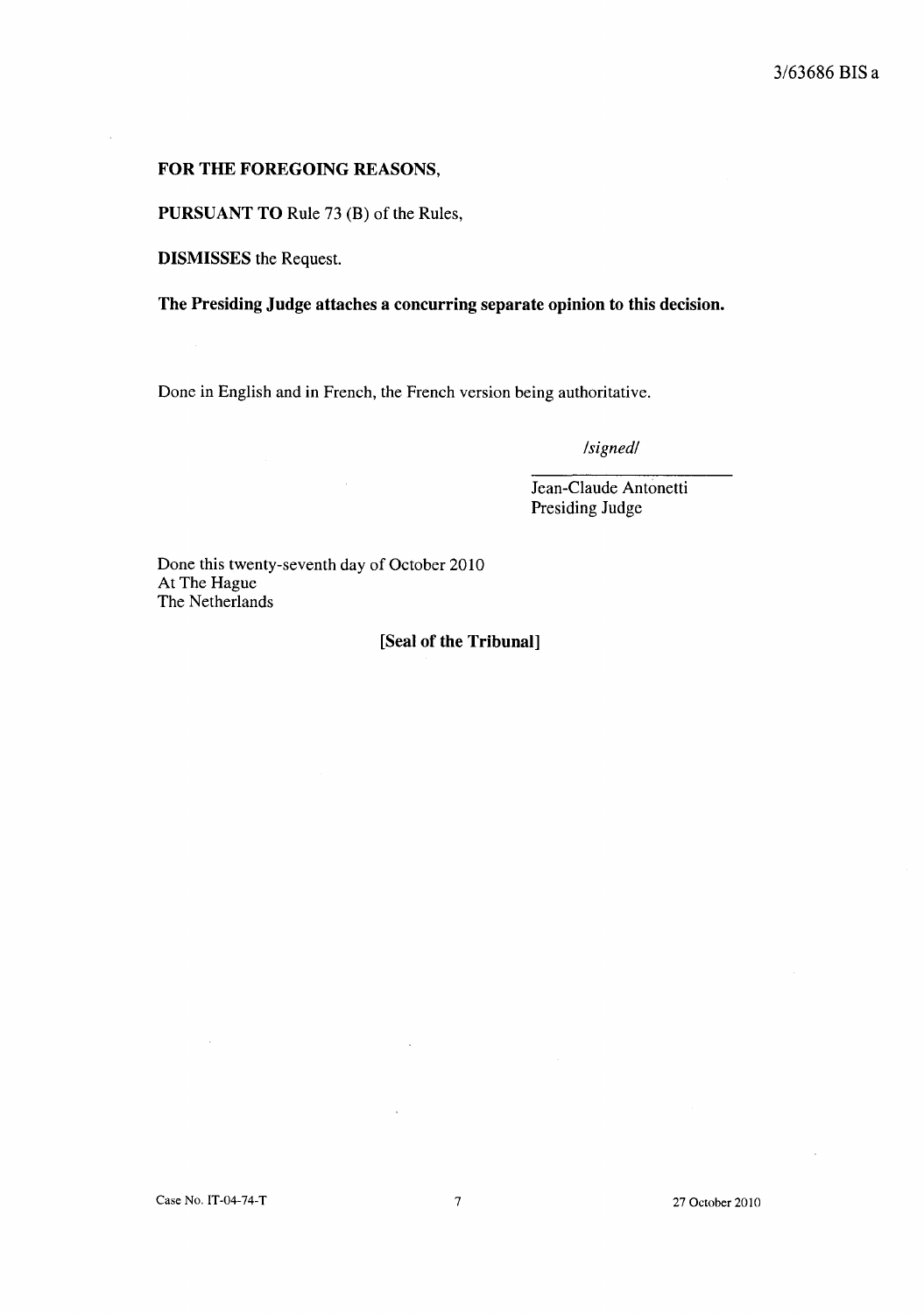**FOR THE FOREGOING REASONS,**

**PURSUANT TO** Rule 73 (B) of the Rules,

**DISMISSES** the Request.

**The Presiding Judge attaches a concurring separate opinion to this decision.**

Done in English and in French, the French version being authoritative.

*/signed/*

Jean-Claude Antonetti
Presiding Judge

Done this twenty-seventh day of October 2010
At The Hague
The Netherlands

**[Seal of the Tribunal]**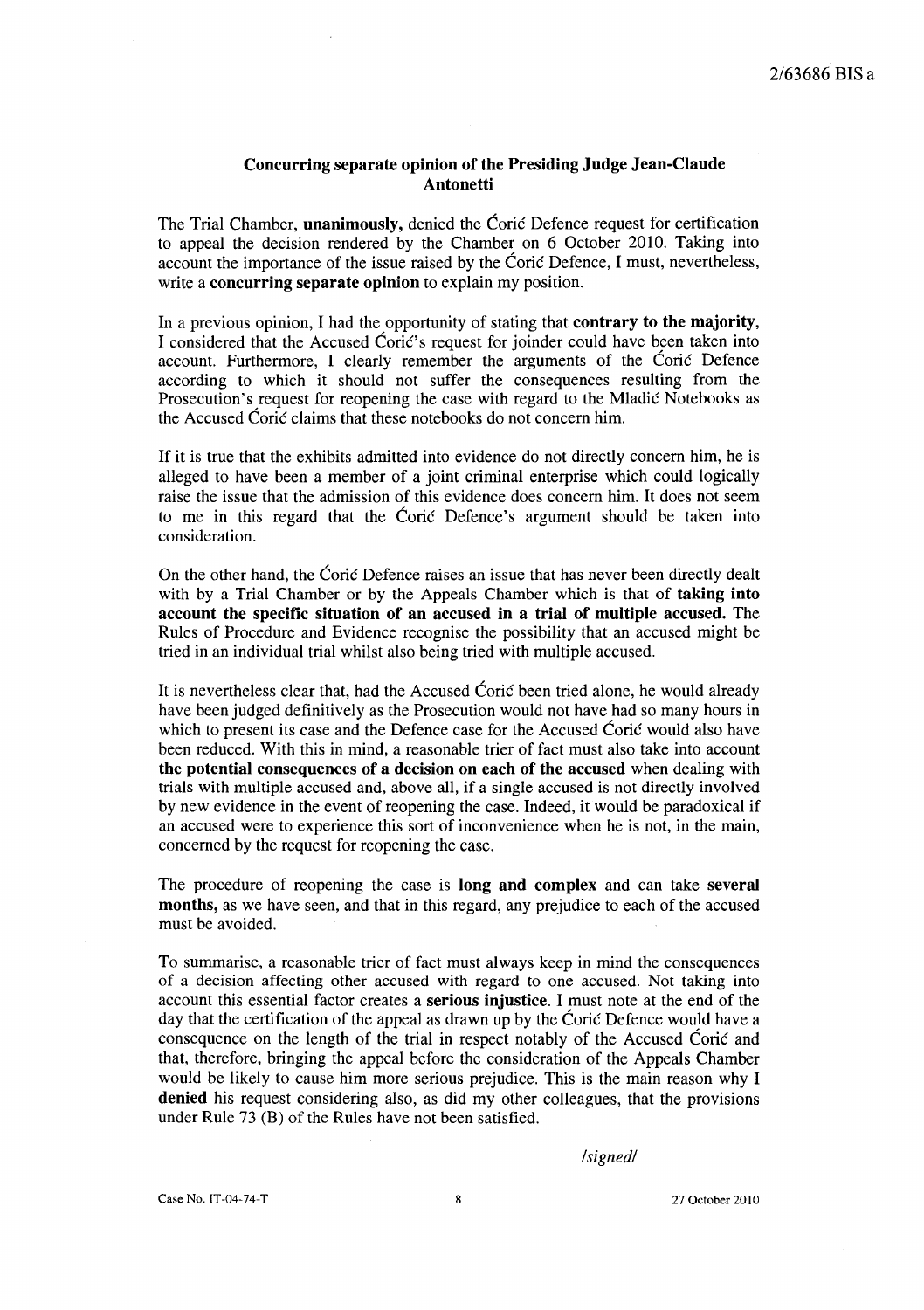## Concurring separate opinion of the Presiding Judge Jean-Claude Antonetti

The Trial Chamber, **unanimously**, denied the Ćorić Defence request for certification to appeal the decision rendered by the Chamber on 6 October 2010. Taking into account the importance of the issue raised by the Ćorić Defence, I must, nevertheless, write a **concurring separate opinion** to explain my position.

In a previous opinion, I had the opportunity of stating that **contrary to the majority**, I considered that the Accused Ćorić's request for joinder could have been taken into account. Furthermore, I clearly remember the arguments of the Ćorić Defence according to which it should not suffer the consequences resulting from the Prosecution's request for reopening the case with regard to the Mladić Notebooks as the Accused Ćorić claims that these notebooks do not concern him.

If it is true that the exhibits admitted into evidence do not directly concern him, he is alleged to have been a member of a joint criminal enterprise which could logically raise the issue that the admission of this evidence does concern him. It does not seem to me in this regard that the Ćorić Defence's argument should be taken into consideration.

On the other hand, the Ćorić Defence raises an issue that has never been directly dealt with by a Trial Chamber or by the Appeals Chamber which is that of **taking into account the specific situation of an accused in a trial of multiple accused.** The Rules of Procedure and Evidence recognise the possibility that an accused might be tried in an individual trial whilst also being tried with multiple accused.

It is nevertheless clear that, had the Accused Ćorić been tried alone, he would already have been judged definitively as the Prosecution would not have had so many hours in which to present its case and the Defence case for the Accused Ćorić would also have been reduced. With this in mind, a reasonable trier of fact must also take into account **the potential consequences of a decision on each of the accused** when dealing with trials with multiple accused and, above all, if a single accused is not directly involved by new evidence in the event of reopening the case. Indeed, it would be paradoxical if an accused were to experience this sort of inconvenience when he is not, in the main, concerned by the request for reopening the case.

The procedure of reopening the case is **long and complex** and can take **several months,** as we have seen, and that in this regard, any prejudice to each of the accused must be avoided.

To summarise, a reasonable trier of fact must always keep in mind the consequences of a decision affecting other accused with regard to one accused. Not taking into account this essential factor creates a **serious injustice**. I must note at the end of the day that the certification of the appeal as drawn up by the Ćorić Defence would have a consequence on the length of the trial in respect notably of the Accused Ćorić and that, therefore, bringing the appeal before the consideration of the Appeals Chamber would be likely to cause him more serious prejudice. This is the main reason why I **denied** his request considering also, as did my other colleagues, that the provisions under Rule 73 (B) of the Rules have not been satisfied.

*/signed/*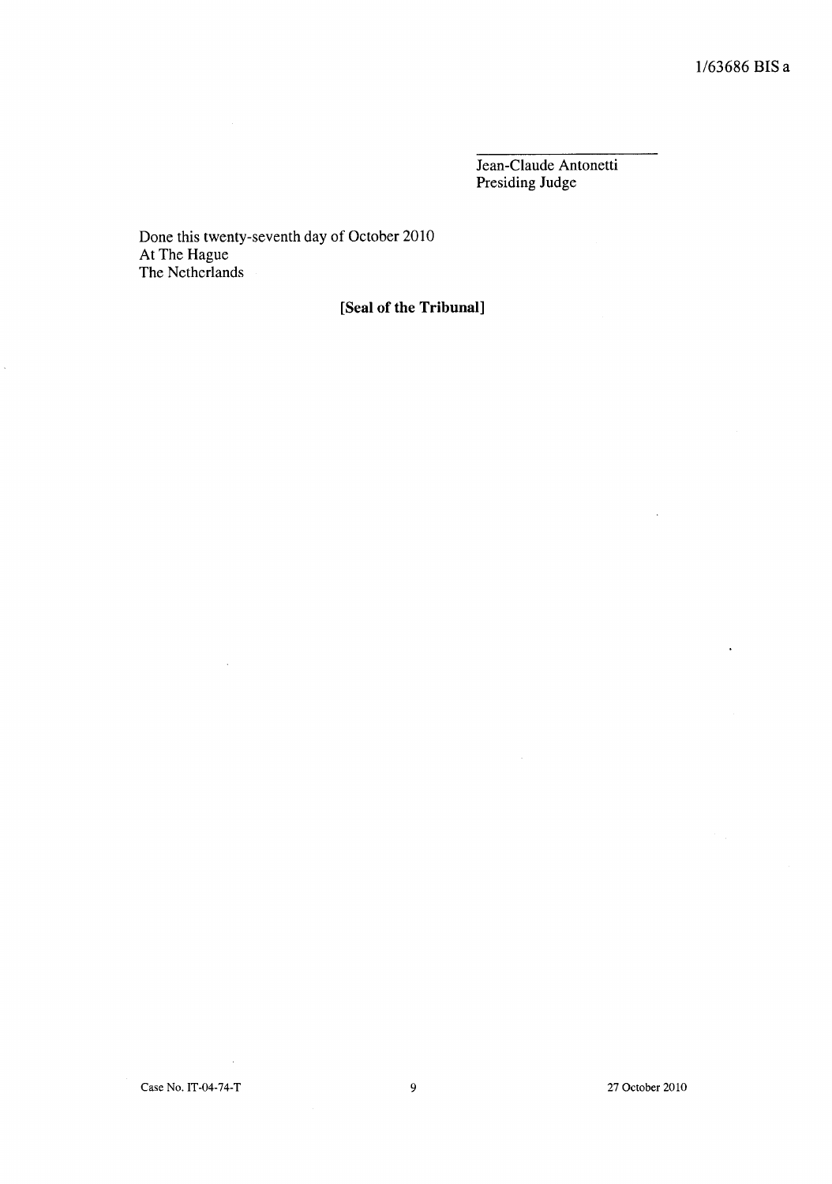1/63686 BIS a

Jean-Claude Antonetti
Presiding Judge

Done this twenty-seventh day of October 2010
At The Hague
The Netherlands

**[Seal of the Tribunal]**